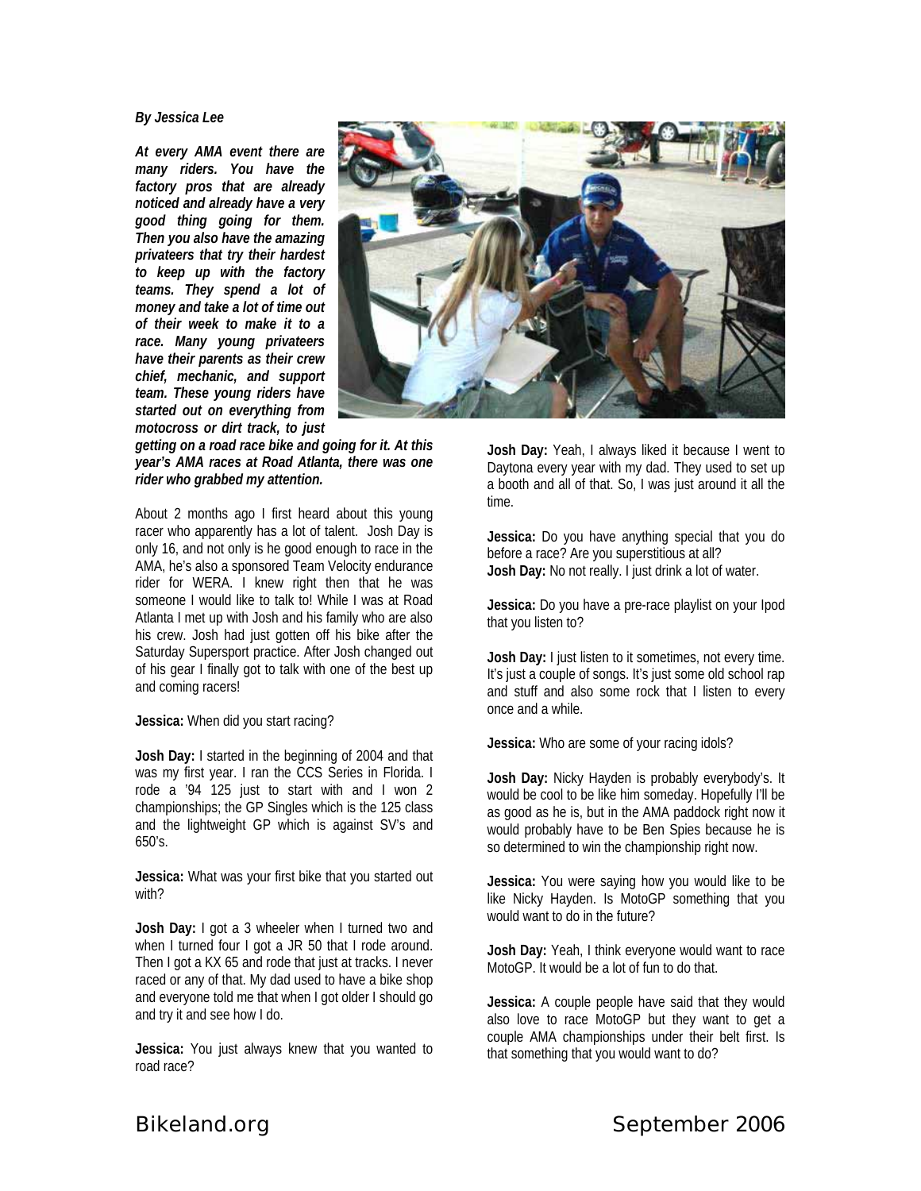***By Jessica Lee***

***At every AMA event there are many riders. You have the factory pros that are already noticed and already have a very good thing going for them. Then you also have the amazing privateers that try their hardest to keep up with the factory teams. They spend a lot of money and take a lot of time out of their week to make it to a race. Many young privateers have their parents as their crew chief, mechanic, and support team. These young riders have started out on everything from motocross or dirt track, to just getting on a road race bike and going for it. At this year's AMA races at Road Atlanta, there was one rider who grabbed my attention.***

About 2 months ago I first heard about this young racer who apparently has a lot of talent. Josh Day is only 16, and not only is he good enough to race in the AMA, he's also a sponsored Team Velocity endurance rider for WERA. I knew right then that he was someone I would like to talk to! While I was at Road Atlanta I met up with Josh and his family who are also his crew. Josh had just gotten off his bike after the Saturday Supersport practice. After Josh changed out of his gear I finally got to talk with one of the best up and coming racers!

**Jessica:** When did you start racing?

**Josh Day:** I started in the beginning of 2004 and that was my first year. I ran the CCS Series in Florida. I rode a '94 125 just to start with and I won 2 championships; the GP Singles which is the 125 class and the lightweight GP which is against SV's and 650's.

**Jessica:** What was your first bike that you started out with?

**Josh Day:** I got a 3 wheeler when I turned two and when I turned four I got a JR 50 that I rode around. Then I got a KX 65 and rode that just at tracks. I never raced or any of that. My dad used to have a bike shop and everyone told me that when I got older I should go and try it and see how I do.

**Jessica:** You just always knew that you wanted to road race?

**Josh Day:** Yeah, I always liked it because I went to Daytona every year with my dad. They used to set up a booth and all of that. So, I was just around it all the time.

**Jessica:** Do you have anything special that you do before a race? Are you superstitious at all?
**Josh Day:** No not really. I just drink a lot of water.

**Jessica:** Do you have a pre-race playlist on your Ipod that you listen to?

**Josh Day:** I just listen to it sometimes, not every time. It's just a couple of songs. It's just some old school rap and stuff and also some rock that I listen to every once and a while.

**Jessica:** Who are some of your racing idols?

**Josh Day:** Nicky Hayden is probably everybody's. It would be cool to be like him someday. Hopefully I'll be as good as he is, but in the AMA paddock right now it would probably have to be Ben Spies because he is so determined to win the championship right now.

**Jessica:** You were saying how you would like to be like Nicky Hayden. Is MotoGP something that you would want to do in the future?

**Josh Day:** Yeah, I think everyone would want to race MotoGP. It would be a lot of fun to do that.

**Jessica:** A couple people have said that they would also love to race MotoGP but they want to get a couple AMA championships under their belt first. Is that something that you would want to do?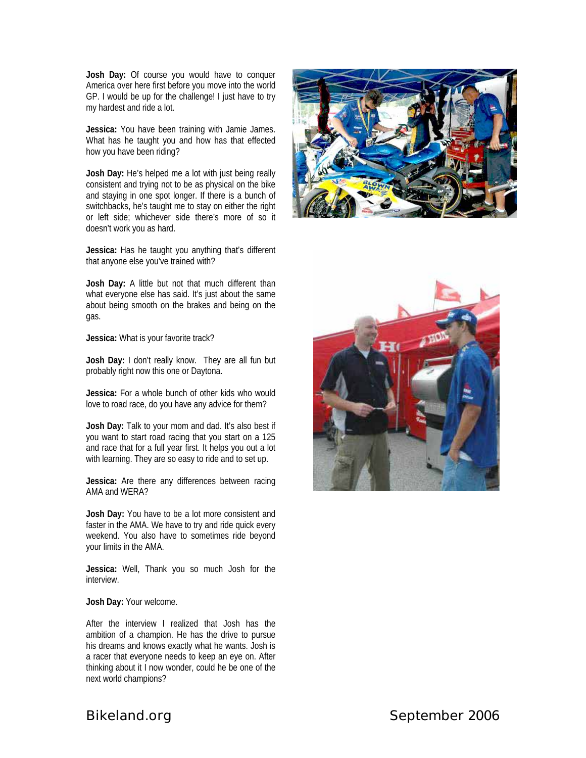**Josh Day:** Of course you would have to conquer America over here first before you move into the world GP. I would be up for the challenge! I just have to try my hardest and ride a lot.

**Jessica:** You have been training with Jamie James. What has he taught you and how has that effected how you have been riding?

**Josh Day:** He's helped me a lot with just being really consistent and trying not to be as physical on the bike and staying in one spot longer. If there is a bunch of switchbacks, he's taught me to stay on either the right or left side; whichever side there's more of so it doesn't work you as hard.

**Jessica:** Has he taught you anything that's different that anyone else you've trained with?

**Josh Day:** A little but not that much different than what everyone else has said. It's just about the same about being smooth on the brakes and being on the gas.

**Jessica:** What is your favorite track?

**Josh Day:** I don't really know. They are all fun but probably right now this one or Daytona.

**Jessica:** For a whole bunch of other kids who would love to road race, do you have any advice for them?

**Josh Day:** Talk to your mom and dad. It's also best if you want to start road racing that you start on a 125 and race that for a full year first. It helps you out a lot with learning. They are so easy to ride and to set up.

**Jessica:** Are there any differences between racing AMA and WERA?

**Josh Day:** You have to be a lot more consistent and faster in the AMA. We have to try and ride quick every weekend. You also have to sometimes ride beyond your limits in the AMA.

**Jessica:** Well, Thank you so much Josh for the interview.

**Josh Day:** Your welcome.

After the interview I realized that Josh has the ambition of a champion. He has the drive to pursue his dreams and knows exactly what he wants. Josh is a racer that everyone needs to keep an eye on. After thinking about it I now wonder, could he be one of the next world champions?